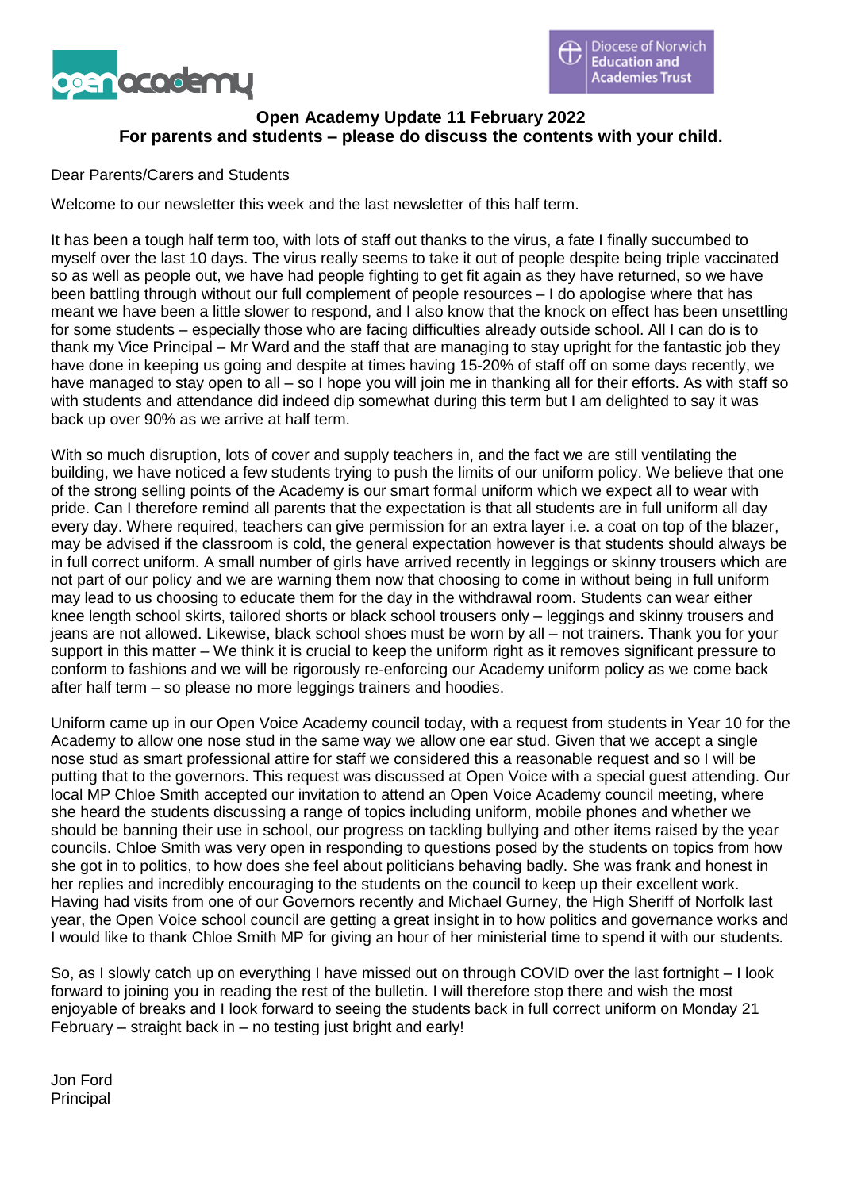**Open Academy Update 11 February 2022**
**For parents and students – please do discuss the contents with your child.**

Dear Parents/Carers and Students

Welcome to our newsletter this week and the last newsletter of this half term.

It has been a tough half term too, with lots of staff out thanks to the virus, a fate I finally succumbed to myself over the last 10 days. The virus really seems to take it out of people despite being triple vaccinated so as well as people out, we have had people fighting to get fit again as they have returned, so we have been battling through without our full complement of people resources – I do apologise where that has meant we have been a little slower to respond, and I also know that the knock on effect has been unsettling for some students – especially those who are facing difficulties already outside school. All I can do is to thank my Vice Principal – Mr Ward and the staff that are managing to stay upright for the fantastic job they have done in keeping us going and despite at times having 15-20% of staff off on some days recently, we have managed to stay open to all – so I hope you will join me in thanking all for their efforts. As with staff so with students and attendance did indeed dip somewhat during this term but I am delighted to say it was back up over 90% as we arrive at half term.

With so much disruption, lots of cover and supply teachers in, and the fact we are still ventilating the building, we have noticed a few students trying to push the limits of our uniform policy. We believe that one of the strong selling points of the Academy is our smart formal uniform which we expect all to wear with pride. Can I therefore remind all parents that the expectation is that all students are in full uniform all day every day. Where required, teachers can give permission for an extra layer i.e. a coat on top of the blazer, may be advised if the classroom is cold, the general expectation however is that students should always be in full correct uniform. A small number of girls have arrived recently in leggings or skinny trousers which are not part of our policy and we are warning them now that choosing to come in without being in full uniform may lead to us choosing to educate them for the day in the withdrawal room. Students can wear either knee length school skirts, tailored shorts or black school trousers only – leggings and skinny trousers and jeans are not allowed. Likewise, black school shoes must be worn by all – not trainers. Thank you for your support in this matter – We think it is crucial to keep the uniform right as it removes significant pressure to conform to fashions and we will be rigorously re-enforcing our Academy uniform policy as we come back after half term – so please no more leggings trainers and hoodies.

Uniform came up in our Open Voice Academy council today, with a request from students in Year 10 for the Academy to allow one nose stud in the same way we allow one ear stud. Given that we accept a single nose stud as smart professional attire for staff we considered this a reasonable request and so I will be putting that to the governors. This request was discussed at Open Voice with a special guest attending. Our local MP Chloe Smith accepted our invitation to attend an Open Voice Academy council meeting, where she heard the students discussing a range of topics including uniform, mobile phones and whether we should be banning their use in school, our progress on tackling bullying and other items raised by the year councils. Chloe Smith was very open in responding to questions posed by the students on topics from how she got in to politics, to how does she feel about politicians behaving badly. She was frank and honest in her replies and incredibly encouraging to the students on the council to keep up their excellent work. Having had visits from one of our Governors recently and Michael Gurney, the High Sheriff of Norfolk last year, the Open Voice school council are getting a great insight in to how politics and governance works and I would like to thank Chloe Smith MP for giving an hour of her ministerial time to spend it with our students.

So, as I slowly catch up on everything I have missed out on through COVID over the last fortnight – I look forward to joining you in reading the rest of the bulletin. I will therefore stop there and wish the most enjoyable of breaks and I look forward to seeing the students back in full correct uniform on Monday 21 February – straight back in – no testing just bright and early!

Jon Ford
Principal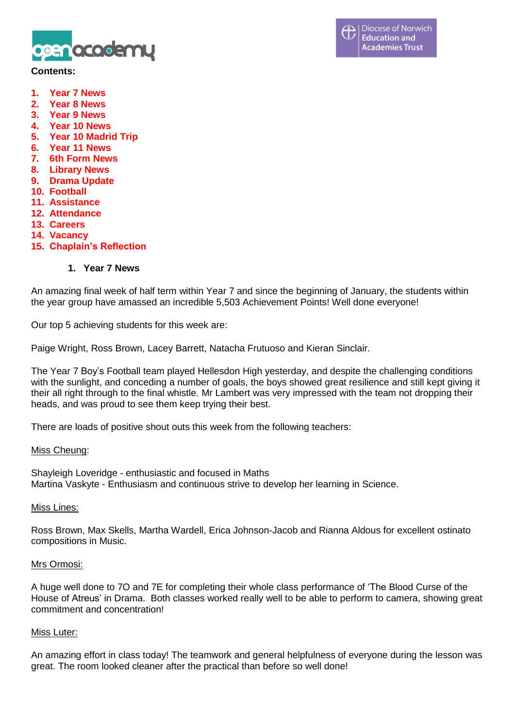**Contents:**

1. Year 7 News
2. Year 8 News
3. Year 9 News
4. Year 10 News
5. Year 10 Madrid Trip
6. Year 11 News
7. 6th Form News
8. Library News
9. Drama Update
10. Football
11. Assistance
12. Attendance
13. Careers
14. Vacancy
15. Chaplain's Reflection

## 1. Year 7 News

An amazing final week of half term within Year 7 and since the beginning of January, the students within the year group have amassed an incredible 5,503 Achievement Points! Well done everyone!

Our top 5 achieving students for this week are:

Paige Wright, Ross Brown, Lacey Barrett, Natacha Frutuoso and Kieran Sinclair.

The Year 7 Boy's Football team played Hellesdon High yesterday, and despite the challenging conditions with the sunlight, and conceding a number of goals, the boys showed great resilience and still kept giving it their all right through to the final whistle. Mr Lambert was very impressed with the team not dropping their heads, and was proud to see them keep trying their best.

There are loads of positive shout outs this week from the following teachers:

Miss Cheung:

Shayleigh Loveridge - enthusiastic and focused in Maths
Martina Vaskyte - Enthusiasm and continuous strive to develop her learning in Science.

Miss Lines:

Ross Brown, Max Skells, Martha Wardell, Erica Johnson-Jacob and Rianna Aldous for excellent ostinato compositions in Music.

Mrs Ormosi:

A huge well done to 7O and 7E for completing their whole class performance of 'The Blood Curse of the House of Atreus' in Drama. Both classes worked really well to be able to perform to camera, showing great commitment and concentration!

Miss Luter:

An amazing effort in class today! The teamwork and general helpfulness of everyone during the lesson was great. The room looked cleaner after the practical than before so well done!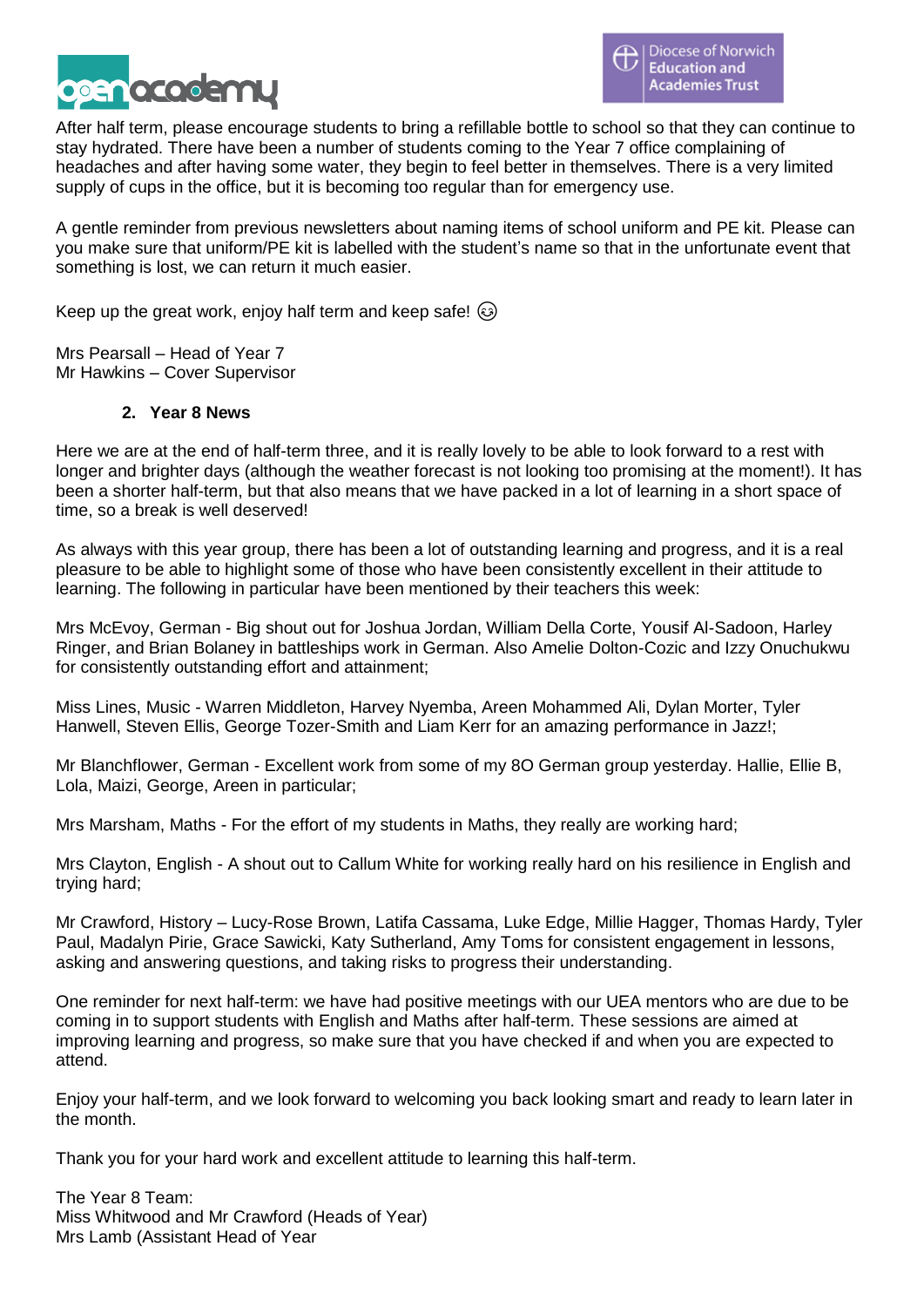After half term, please encourage students to bring a refillable bottle to school so that they can continue to stay hydrated. There have been a number of students coming to the Year 7 office complaining of headaches and after having some water, they begin to feel better in themselves. There is a very limited supply of cups in the office, but it is becoming too regular than for emergency use.

A gentle reminder from previous newsletters about naming items of school uniform and PE kit. Please can you make sure that uniform/PE kit is labelled with the student's name so that in the unfortunate event that something is lost, we can return it much easier.

Keep up the great work, enjoy half term and keep safe! ☺

Mrs Pearsall – Head of Year 7
Mr Hawkins – Cover Supervisor

## 2. Year 8 News

Here we are at the end of half-term three, and it is really lovely to be able to look forward to a rest with longer and brighter days (although the weather forecast is not looking too promising at the moment!). It has been a shorter half-term, but that also means that we have packed in a lot of learning in a short space of time, so a break is well deserved!

As always with this year group, there has been a lot of outstanding learning and progress, and it is a real pleasure to be able to highlight some of those who have been consistently excellent in their attitude to learning. The following in particular have been mentioned by their teachers this week:

Mrs McEvoy, German - Big shout out for Joshua Jordan, William Della Corte, Yousif Al-Sadoon, Harley Ringer, and Brian Bolaney in battleships work in German. Also Amelie Dolton-Cozic and Izzy Onuchukwu for consistently outstanding effort and attainment;

Miss Lines, Music - Warren Middleton, Harvey Nyemba, Areen Mohammed Ali, Dylan Morter, Tyler Hanwell, Steven Ellis, George Tozer-Smith and Liam Kerr for an amazing performance in Jazz!;

Mr Blanchflower, German - Excellent work from some of my 8O German group yesterday. Hallie, Ellie B, Lola, Maizi, George, Areen in particular;

Mrs Marsham, Maths - For the effort of my students in Maths, they really are working hard;

Mrs Clayton, English - A shout out to Callum White for working really hard on his resilience in English and trying hard;

Mr Crawford, History – Lucy-Rose Brown, Latifa Cassama, Luke Edge, Millie Hagger, Thomas Hardy, Tyler Paul, Madalyn Pirie, Grace Sawicki, Katy Sutherland, Amy Toms for consistent engagement in lessons, asking and answering questions, and taking risks to progress their understanding.

One reminder for next half-term: we have had positive meetings with our UEA mentors who are due to be coming in to support students with English and Maths after half-term. These sessions are aimed at improving learning and progress, so make sure that you have checked if and when you are expected to attend.

Enjoy your half-term, and we look forward to welcoming you back looking smart and ready to learn later in the month.

Thank you for your hard work and excellent attitude to learning this half-term.

The Year 8 Team:
Miss Whitwood and Mr Crawford (Heads of Year)
Mrs Lamb (Assistant Head of Year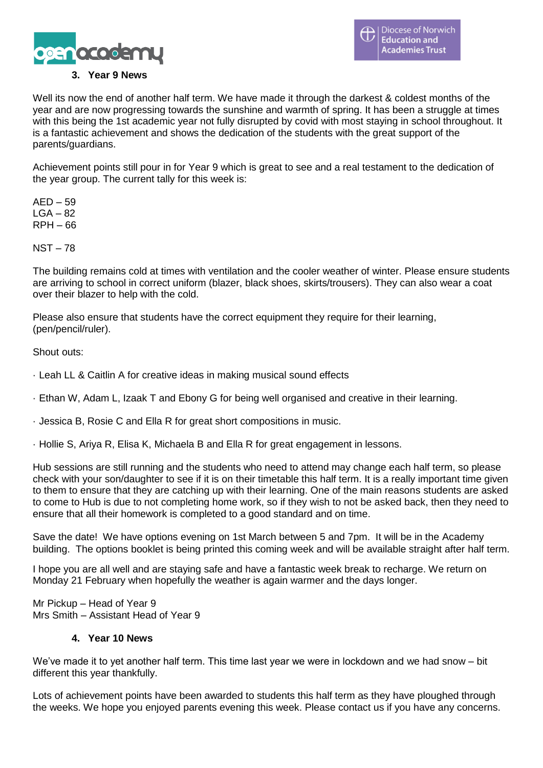## 3. Year 9 News

Well its now the end of another half term. We have made it through the darkest & coldest months of the year and are now progressing towards the sunshine and warmth of spring. It has been a struggle at times with this being the 1st academic year not fully disrupted by covid with most staying in school throughout. It is a fantastic achievement and shows the dedication of the students with the great support of the parents/guardians.

Achievement points still pour in for Year 9 which is great to see and a real testament to the dedication of the year group. The current tally for this week is:

AED – 59
LGA – 82
RPH – 66

NST – 78

The building remains cold at times with ventilation and the cooler weather of winter. Please ensure students are arriving to school in correct uniform (blazer, black shoes, skirts/trousers). They can also wear a coat over their blazer to help with the cold.

Please also ensure that students have the correct equipment they require for their learning, (pen/pencil/ruler).

Shout outs:

- Leah LL & Caitlin A for creative ideas in making musical sound effects
- Ethan W, Adam L, Izaak T and Ebony G for being well organised and creative in their learning.
- Jessica B, Rosie C and Ella R for great short compositions in music.
- Hollie S, Ariya R, Elisa K, Michaela B and Ella R for great engagement in lessons.

Hub sessions are still running and the students who need to attend may change each half term, so please check with your son/daughter to see if it is on their timetable this half term. It is a really important time given to them to ensure that they are catching up with their learning. One of the main reasons students are asked to come to Hub is due to not completing home work, so if they wish to not be asked back, then they need to ensure that all their homework is completed to a good standard and on time.

Save the date! We have options evening on 1st March between 5 and 7pm. It will be in the Academy building. The options booklet is being printed this coming week and will be available straight after half term.

I hope you are all well and are staying safe and have a fantastic week break to recharge. We return on Monday 21 February when hopefully the weather is again warmer and the days longer.

Mr Pickup – Head of Year 9
Mrs Smith – Assistant Head of Year 9

## 4. Year 10 News

We've made it to yet another half term. This time last year we were in lockdown and we had snow – bit different this year thankfully.

Lots of achievement points have been awarded to students this half term as they have ploughed through the weeks. We hope you enjoyed parents evening this week. Please contact us if you have any concerns.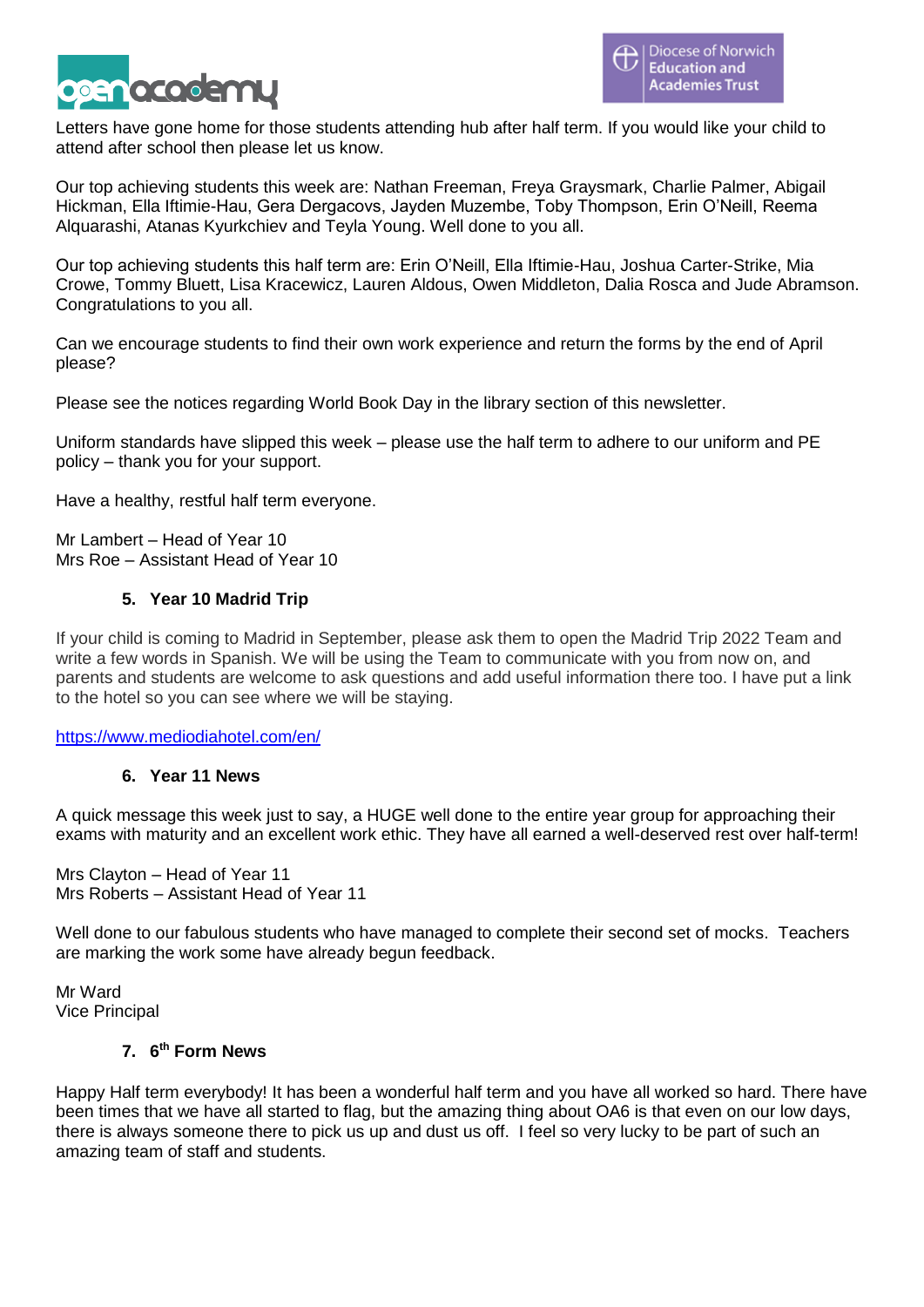Letters have gone home for those students attending hub after half term. If you would like your child to attend after school then please let us know.

Our top achieving students this week are: Nathan Freeman, Freya Graysmark, Charlie Palmer, Abigail Hickman, Ella Iftimie-Hau, Gera Dergacovs, Jayden Muzembe, Toby Thompson, Erin O'Neill, Reema Alquarashi, Atanas Kyurkchiev and Teyla Young. Well done to you all.

Our top achieving students this half term are: Erin O'Neill, Ella Iftimie-Hau, Joshua Carter-Strike, Mia Crowe, Tommy Bluett, Lisa Kracewicz, Lauren Aldous, Owen Middleton, Dalia Rosca and Jude Abramson. Congratulations to you all.

Can we encourage students to find their own work experience and return the forms by the end of April please?

Please see the notices regarding World Book Day in the library section of this newsletter.

Uniform standards have slipped this week – please use the half term to adhere to our uniform and PE policy – thank you for your support.

Have a healthy, restful half term everyone.

Mr Lambert – Head of Year 10
Mrs Roe – Assistant Head of Year 10

## 5. Year 10 Madrid Trip

If your child is coming to Madrid in September, please ask them to open the Madrid Trip 2022 Team and write a few words in Spanish. We will be using the Team to communicate with you from now on, and parents and students are welcome to ask questions and add useful information there too. I have put a link to the hotel so you can see where we will be staying.

https://www.mediodiahotel.com/en/

## 6. Year 11 News

A quick message this week just to say, a HUGE well done to the entire year group for approaching their exams with maturity and an excellent work ethic. They have all earned a well-deserved rest over half-term!

Mrs Clayton – Head of Year 11
Mrs Roberts – Assistant Head of Year 11

Well done to our fabulous students who have managed to complete their second set of mocks. Teachers are marking the work some have already begun feedback.

Mr Ward
Vice Principal

## 7. 6th Form News

Happy Half term everybody! It has been a wonderful half term and you have all worked so hard. There have been times that we have all started to flag, but the amazing thing about OA6 is that even on our low days, there is always someone there to pick us up and dust us off. I feel so very lucky to be part of such an amazing team of staff and students.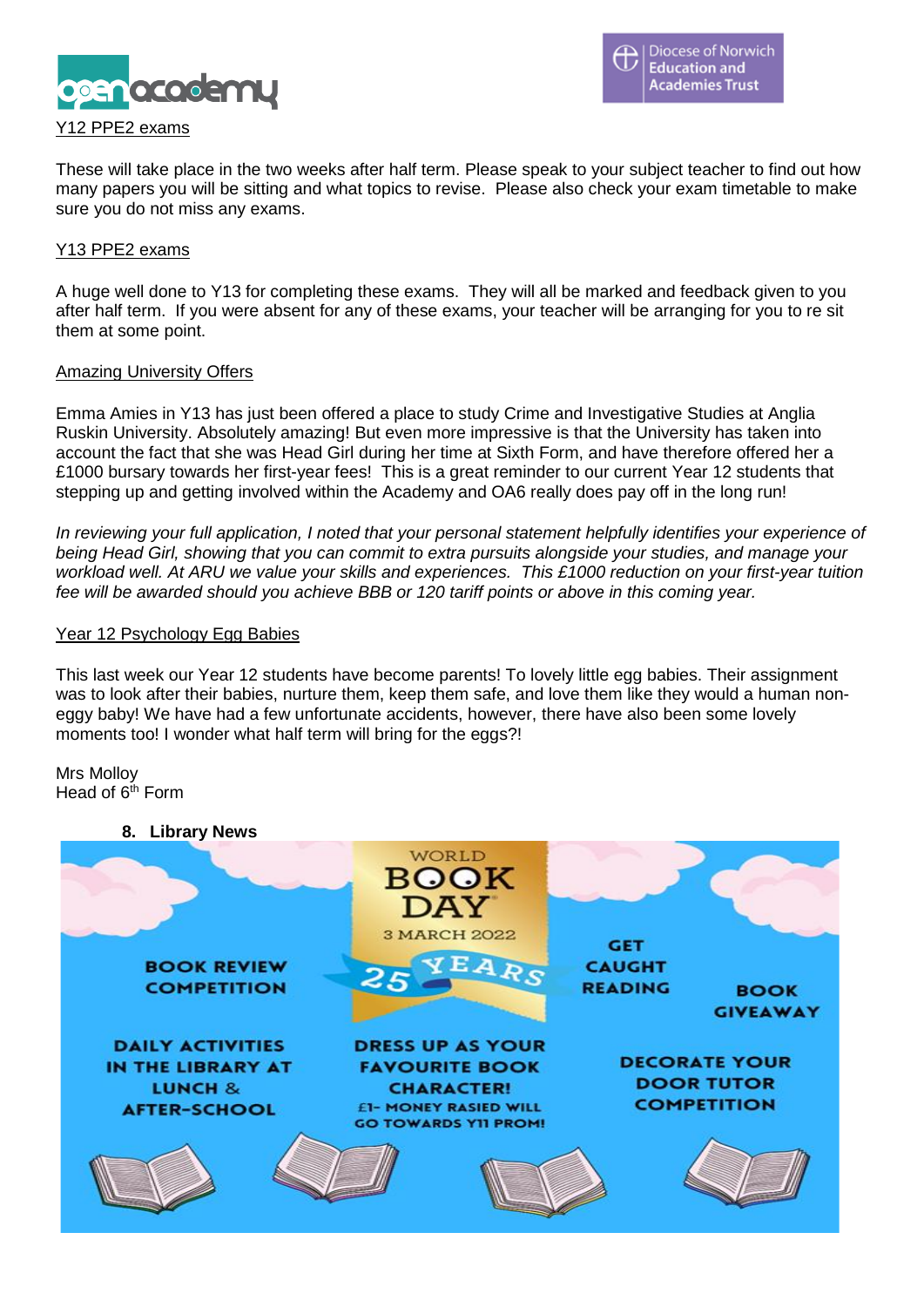Y12 PPE2 exams

These will take place in the two weeks after half term. Please speak to your subject teacher to find out how many papers you will be sitting and what topics to revise. Please also check your exam timetable to make sure you do not miss any exams.

Y13 PPE2 exams

A huge well done to Y13 for completing these exams. They will all be marked and feedback given to you after half term. If you were absent for any of these exams, your teacher will be arranging for you to re sit them at some point.

Amazing University Offers

Emma Amies in Y13 has just been offered a place to study Crime and Investigative Studies at Anglia Ruskin University. Absolutely amazing! But even more impressive is that the University has taken into account the fact that she was Head Girl during her time at Sixth Form, and have therefore offered her a £1000 bursary towards her first-year fees! This is a great reminder to our current Year 12 students that stepping up and getting involved within the Academy and OA6 really does pay off in the long run!

*In reviewing your full application, I noted that your personal statement helpfully identifies your experience of being Head Girl, showing that you can commit to extra pursuits alongside your studies, and manage your workload well. At ARU we value your skills and experiences. This £1000 reduction on your first-year tuition fee will be awarded should you achieve BBB or 120 tariff points or above in this coming year.*

Year 12 Psychology Egg Babies

This last week our Year 12 students have become parents! To lovely little egg babies. Their assignment was to look after their babies, nurture them, keep them safe, and love them like they would a human non-eggy baby! We have had a few unfortunate accidents, however, there have also been some lovely moments too! I wonder what half term will bring for the eggs?!

Mrs Molloy
Head of 6th Form

**8. Library News**

WORLD BOOK DAY 3 MARCH 2022 — 25 YEARS

BOOK REVIEW COMPETITION

GET CAUGHT READING

BOOK GIVEAWAY

DAILY ACTIVITIES IN THE LIBRARY AT LUNCH & AFTER-SCHOOL

DRESS UP AS YOUR FAVOURITE BOOK CHARACTER! £1- MONEY RASIED WILL GO TOWARDS Y11 PROM!

DECORATE YOUR DOOR TUTOR COMPETITION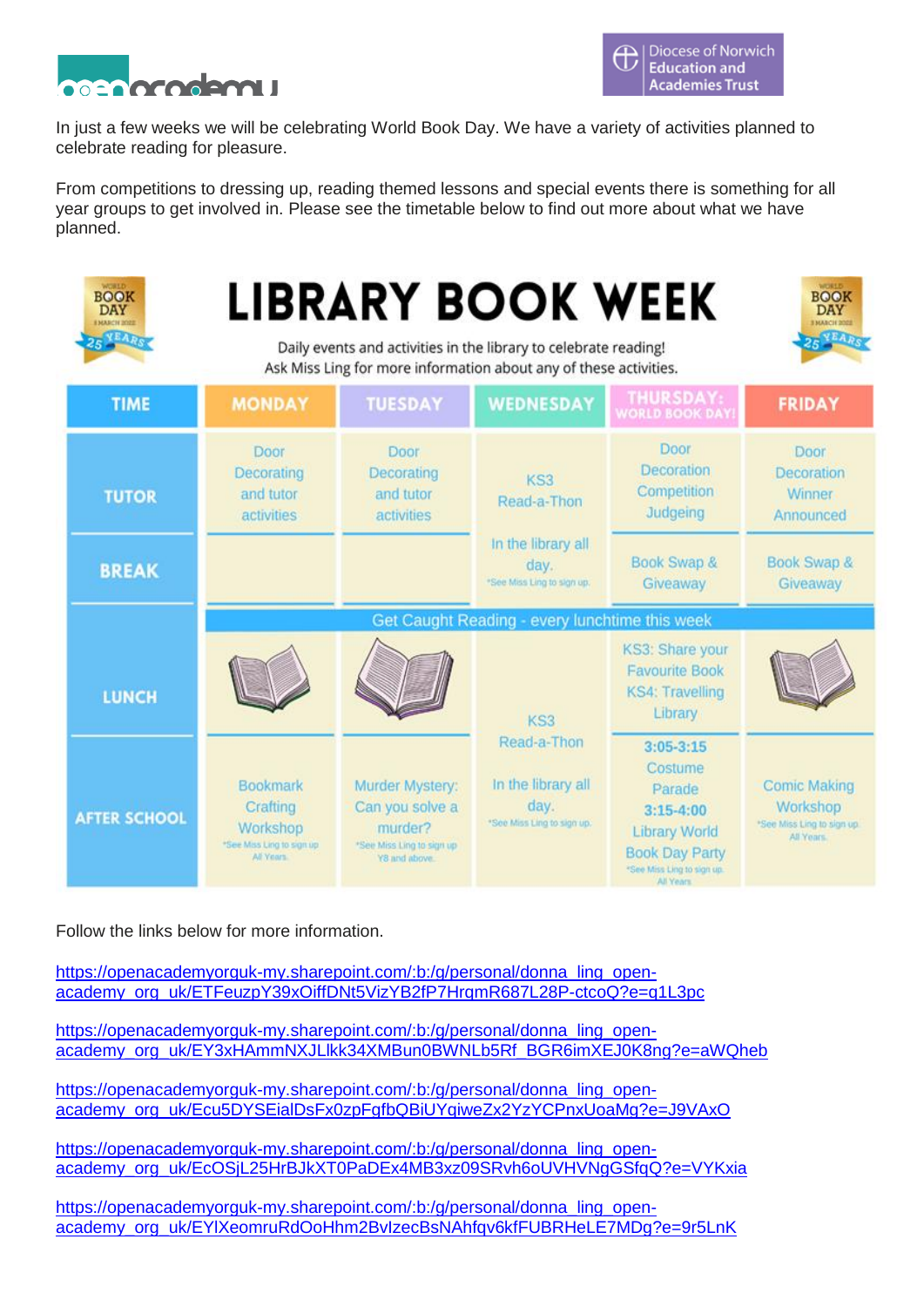In just a few weeks we will be celebrating World Book Day. We have a variety of activities planned to celebrate reading for pleasure.

From competitions to dressing up, reading themed lessons and special events there is something for all year groups to get involved in. Please see the timetable below to find out more about what we have planned.

# LIBRARY BOOK WEEK

Daily events and activities in the library to celebrate reading!
Ask Miss Ling for more information about any of these activities.

| TIME | MONDAY | TUESDAY | WEDNESDAY | THURSDAY: WORLD BOOK DAY! | FRIDAY |
|---|---|---|---|---|---|
| TUTOR | Door Decorating and tutor activities | Door Decorating and tutor activities | KS3 Read-a-Thon In the library all day. *See Miss Ling to sign up. | Door Decoration Competition Judgeing | Door Decoration Winner Announced |
| BREAK | | | | Book Swap & Giveaway | Book Swap & Giveaway |
| LUNCH | Get Caught Reading - every lunchtime this week | Get Caught Reading - every lunchtime this week | KS3 Read-a-Thon In the library all day. *See Miss Ling to sign up. | Get Caught Reading - every lunchtime this week. KS3: Share your Favourite Book KS4: Travelling Library | Get Caught Reading - every lunchtime this week |
| AFTER SCHOOL | Bookmark Crafting Workshop *See Miss Ling to sign up All Years. | Murder Mystery: Can you solve a murder? *See Miss Ling to sign up Y8 and above. | KS3 Read-a-Thon In the library all day. *See Miss Ling to sign up. | 3:05-3:15 Costume Parade 3:15-4:00 Library World Book Day Party *See Miss Ling to sign up. All Years | Comic Making Workshop *See Miss Ling to sign up. All Years. |

Follow the links below for more information.

https://openacademyorguk-my.sharepoint.com/:b:/g/personal/donna_ling_open-academy_org_uk/ETFeuzpY39xOiffDNt5VizYB2fP7HrqmR687L28P-ctcoQ?e=q1L3pc

https://openacademyorguk-my.sharepoint.com/:b:/g/personal/donna_ling_open-academy_org_uk/EY3xHAmmNXJLlkk34XMBun0BWNLb5Rf_BGR6imXEJ0K8ng?e=aWQheb

https://openacademyorguk-my.sharepoint.com/:b:/g/personal/donna_ling_open-academy_org_uk/Ecu5DYSEialDsFx0zpFgfbQBiUYqiweZx2YzYCPnxUoaMg?e=J9VAxO

https://openacademyorguk-my.sharepoint.com/:b:/g/personal/donna_ling_open-academy_org_uk/EcOSjL25HrBJkXT0PaDEx4MB3xz09SRvh6oUVHVNgGSfqQ?e=VYKxia

https://openacademyorguk-my.sharepoint.com/:b:/g/personal/donna_ling_open-academy_org_uk/EYlXeomruRdOoHhm2BvlzecBsNAhfqv6kfFUBRHeLE7MDg?e=9r5LnK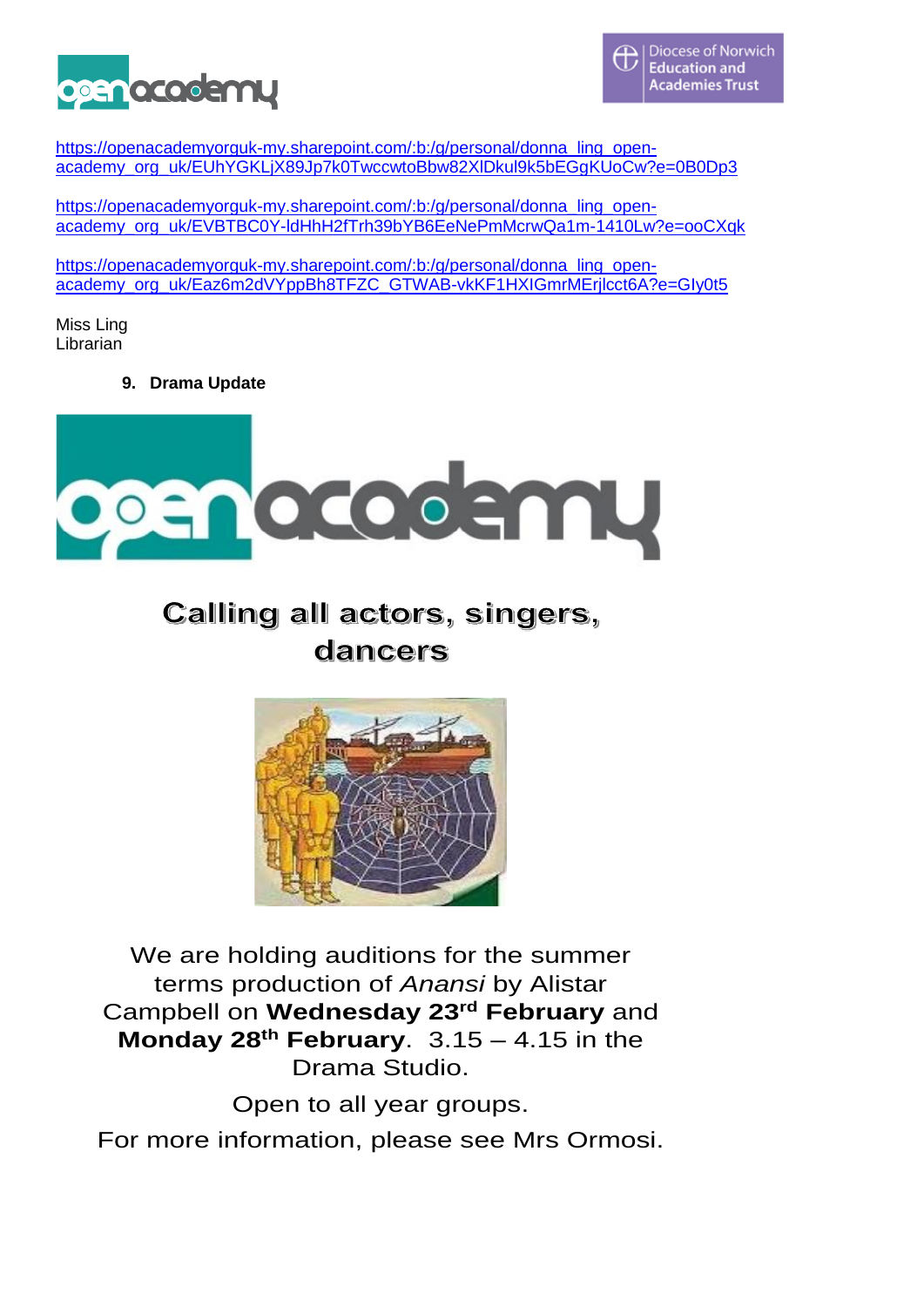https://openacademyorguk-my.sharepoint.com/:b:/g/personal/donna_ling_open-academy_org_uk/EUhYGKLjX89Jp7k0TwccwtoBbw82XlDkul9k5bEGgKUoCw?e=0B0Dp3

https://openacademyorguk-my.sharepoint.com/:b:/g/personal/donna_ling_open-academy_org_uk/EVBTBC0Y-ldHhH2fTrh39bYB6EeNePmMcrwQa1m-1410Lw?e=ooCXqk

https://openacademyorguk-my.sharepoint.com/:b:/g/personal/donna_ling_open-academy_org_uk/Eaz6m2dVYppBh8TFZC_GTWAB-vkKF1HXIGmrMErjlcct6A?e=GIy0t5

Miss Ling
Librarian

### 9. Drama Update

## Calling all actors, singers, dancers

We are holding auditions for the summer terms production of *Anansi* by Alistar Campbell on **Wednesday 23rd February** and **Monday 28th February**. 3.15 – 4.15 in the Drama Studio.

Open to all year groups.

For more information, please see Mrs Ormosi.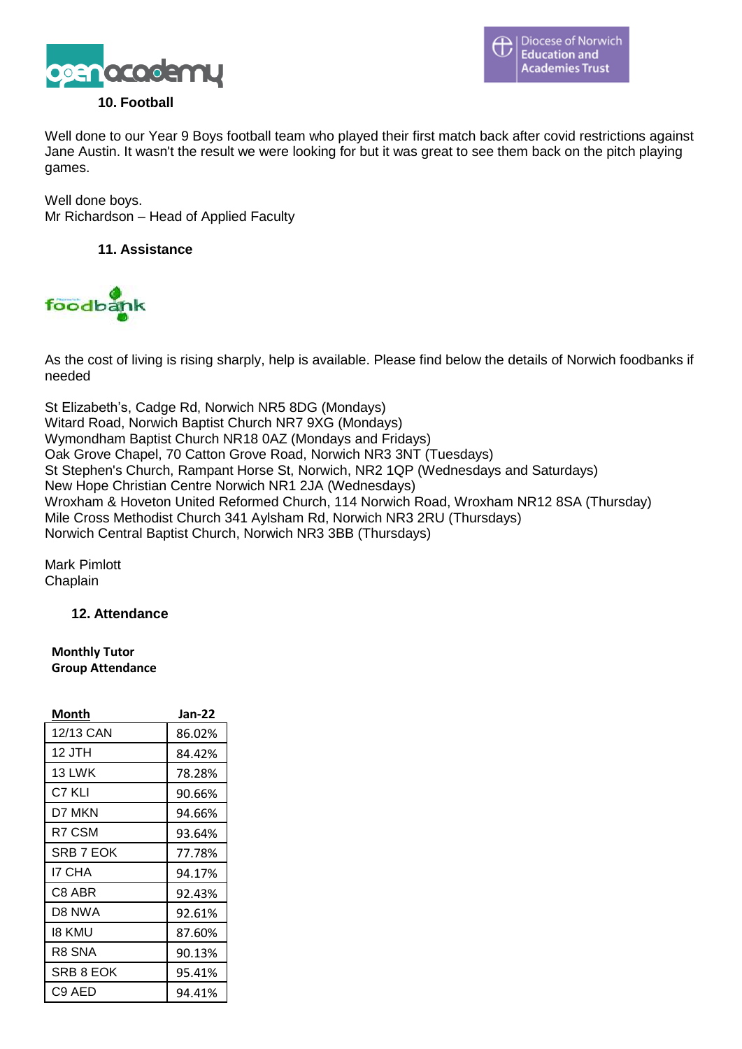### 10. Football

Well done to our Year 9 Boys football team who played their first match back after covid restrictions against Jane Austin. It wasn't the result we were looking for but it was great to see them back on the pitch playing games.

Well done boys.
Mr Richardson – Head of Applied Faculty

### 11. Assistance

As the cost of living is rising sharply, help is available. Please find below the details of Norwich foodbanks if needed

St Elizabeth's, Cadge Rd, Norwich NR5 8DG (Mondays)
Witard Road, Norwich Baptist Church NR7 9XG (Mondays)
Wymondham Baptist Church NR18 0AZ (Mondays and Fridays)
Oak Grove Chapel, 70 Catton Grove Road, Norwich NR3 3NT (Tuesdays)
St Stephen's Church, Rampant Horse St, Norwich, NR2 1QP (Wednesdays and Saturdays)
New Hope Christian Centre Norwich NR1 2JA (Wednesdays)
Wroxham & Hoveton United Reformed Church, 114 Norwich Road, Wroxham NR12 8SA (Thursday)
Mile Cross Methodist Church 341 Aylsham Rd, Norwich NR3 2RU (Thursdays)
Norwich Central Baptist Church, Norwich NR3 3BB (Thursdays)

Mark Pimlott
Chaplain

### 12. Attendance

**Monthly Tutor Group Attendance**

| Month | Jan-22 |
|---|---|
| 12/13 CAN | 86.02% |
| 12 JTH | 84.42% |
| 13 LWK | 78.28% |
| C7 KLI | 90.66% |
| D7 MKN | 94.66% |
| R7 CSM | 93.64% |
| SRB 7 EOK | 77.78% |
| I7 CHA | 94.17% |
| C8 ABR | 92.43% |
| D8 NWA | 92.61% |
| I8 KMU | 87.60% |
| R8 SNA | 90.13% |
| SRB 8 EOK | 95.41% |
| C9 AED | 94.41% |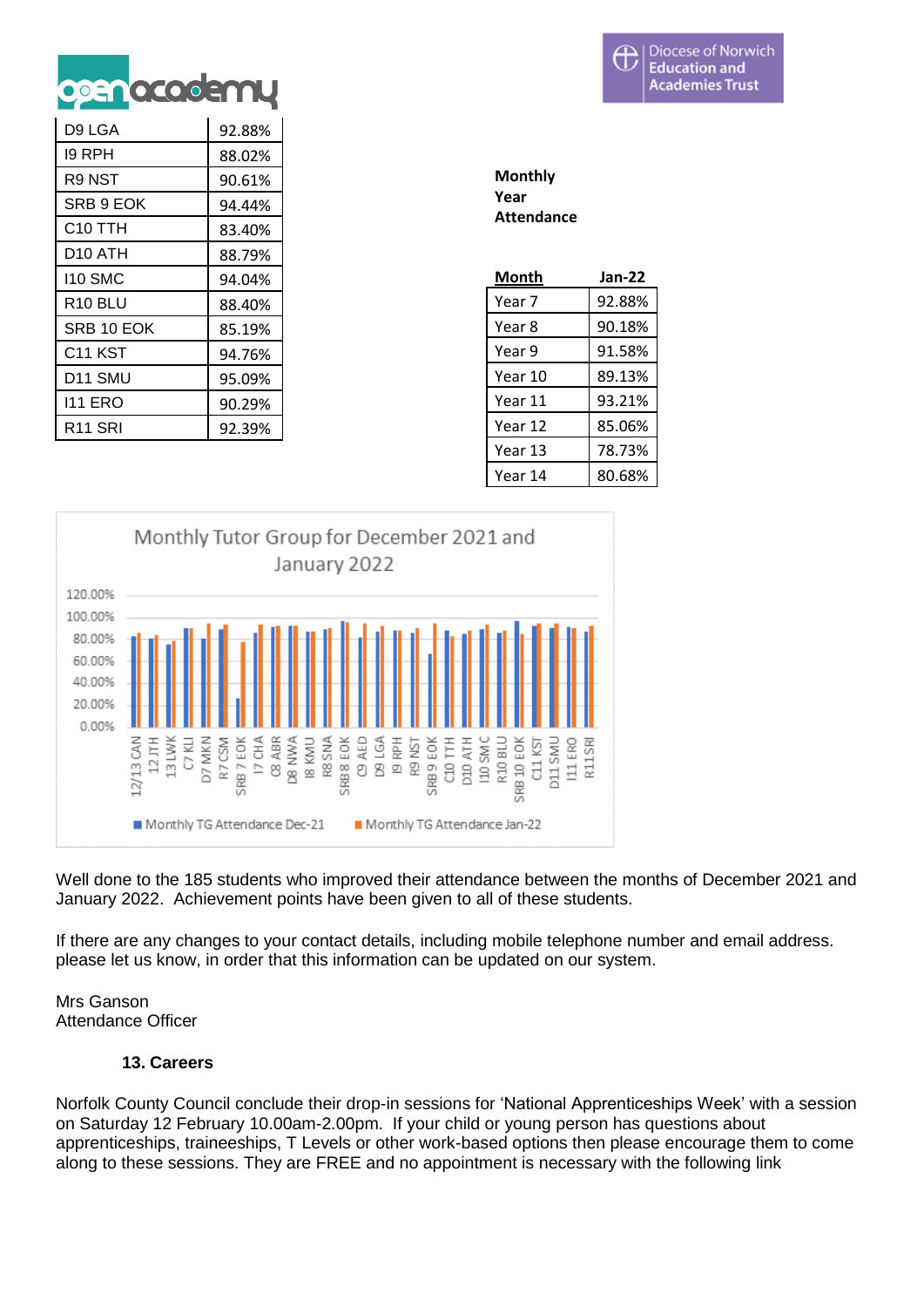| D9 LGA | 92.88% |
|---|---|
| I9 RPH | 88.02% |
| R9 NST | 90.61% |
| SRB 9 EOK | 94.44% |
| C10 TTH | 83.40% |
| D10 ATH | 88.79% |
| I10 SMC | 94.04% |
| R10 BLU | 88.40% |
| SRB 10 EOK | 85.19% |
| C11 KST | 94.76% |
| D11 SMU | 95.09% |
| I11 ERO | 90.29% |
| R11 SRI | 92.39% |

**Monthly Year Attendance**

| Month | Jan-22 |
|---|---|
| Year 7 | 92.88% |
| Year 8 | 90.18% |
| Year 9 | 91.58% |
| Year 10 | 89.13% |
| Year 11 | 93.21% |
| Year 12 | 85.06% |
| Year 13 | 78.73% |
| Year 14 | 80.68% |

Monthly Tutor Group for December 2021 and January 2022

Well done to the 185 students who improved their attendance between the months of December 2021 and January 2022. Achievement points have been given to all of these students.

If there are any changes to your contact details, including mobile telephone number and email address. please let us know, in order that this information can be updated on our system.

Mrs Ganson
Attendance Officer

### 13. Careers

Norfolk County Council conclude their drop-in sessions for 'National Apprenticeships Week' with a session on Saturday 12 February 10.00am-2.00pm. If your child or young person has questions about apprenticeships, traineeships, T Levels or other work-based options then please encourage them to come along to these sessions. They are FREE and no appointment is necessary with the following link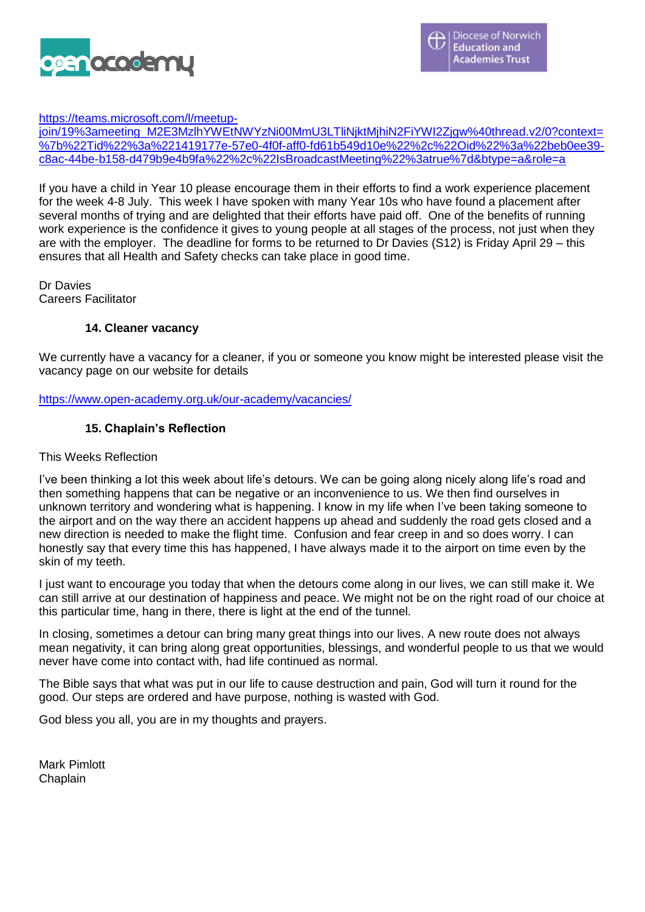https://teams.microsoft.com/l/meetup-join/19%3ameeting_M2E3MzlhYWEtNWYzNi00MmU3LTliNjktMjhiN2FiYWI2Zjgw%40thread.v2/0?context=%7b%22Tid%22%3a%221419177e-57e0-4f0f-aff0-fd61b549d10e%22%2c%22Oid%22%3a%22beb0ee39-c8ac-44be-b158-d479b9e4b9fa%22%2c%22IsBroadcastMeeting%22%3atrue%7d&btype=a&role=a

If you have a child in Year 10 please encourage them in their efforts to find a work experience placement for the week 4-8 July. This week I have spoken with many Year 10s who have found a placement after several months of trying and are delighted that their efforts have paid off. One of the benefits of running work experience is the confidence it gives to young people at all stages of the process, not just when they are with the employer. The deadline for forms to be returned to Dr Davies (S12) is Friday April 29 – this ensures that all Health and Safety checks can take place in good time.

Dr Davies
Careers Facilitator

### 14. Cleaner vacancy

We currently have a vacancy for a cleaner, if you or someone you know might be interested please visit the vacancy page on our website for details

https://www.open-academy.org.uk/our-academy/vacancies/

### 15. Chaplain's Reflection

This Weeks Reflection

I've been thinking a lot this week about life's detours. We can be going along nicely along life's road and then something happens that can be negative or an inconvenience to us. We then find ourselves in unknown territory and wondering what is happening. I know in my life when I've been taking someone to the airport and on the way there an accident happens up ahead and suddenly the road gets closed and a new direction is needed to make the flight time. Confusion and fear creep in and so does worry. I can honestly say that every time this has happened, I have always made it to the airport on time even by the skin of my teeth.

I just want to encourage you today that when the detours come along in our lives, we can still make it. We can still arrive at our destination of happiness and peace. We might not be on the right road of our choice at this particular time, hang in there, there is light at the end of the tunnel.

In closing, sometimes a detour can bring many great things into our lives. A new route does not always mean negativity, it can bring along great opportunities, blessings, and wonderful people to us that we would never have come into contact with, had life continued as normal.

The Bible says that what was put in our life to cause destruction and pain, God will turn it round for the good. Our steps are ordered and have purpose, nothing is wasted with God.

God bless you all, you are in my thoughts and prayers.

Mark Pimlott
Chaplain